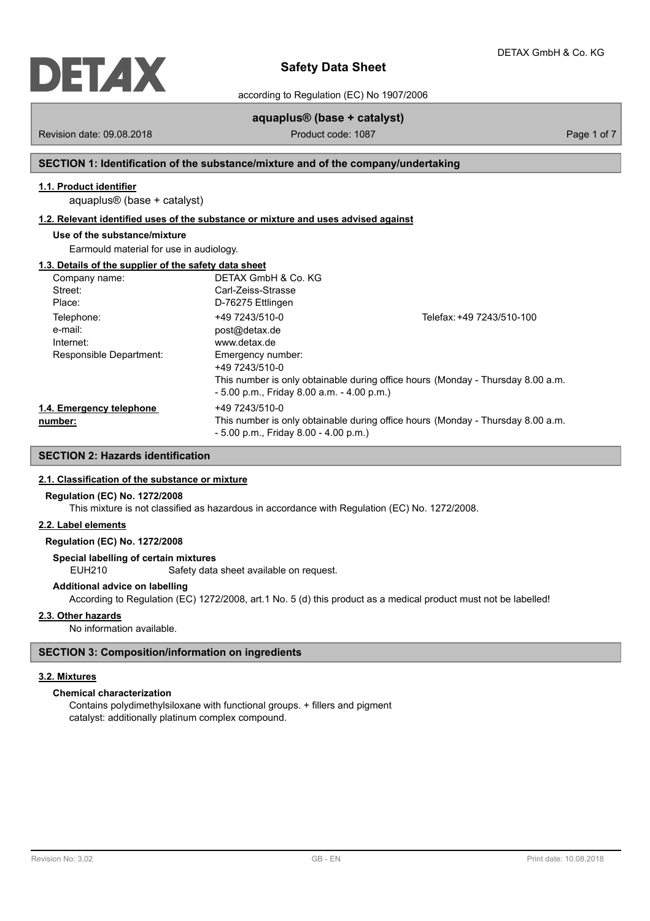# Safety Data Sheet

according to Regulation (EC) No 1907/2006

**aquaplus® (base + catalyst)**

Revision date: 09.08.2018 | Product code: 1087

## SECTION 1: Identification of the substance/mixture and of the company/undertaking

### 1.1. Product identifier

aquaplus® (base + catalyst)

### 1.2. Relevant identified uses of the substance or mixture and uses advised against

**Use of the substance/mixture**

Earmould material for use in audiology.

### 1.3. Details of the supplier of the safety data sheet

| | | |
|---|---|---|
| Company name: | DETAX GmbH & Co. KG | |
| Street: | Carl-Zeiss-Strasse | |
| Place: | D-76275 Ettlingen | |
| Telephone: | +49 7243/510-0 | Telefax: +49 7243/510-100 |
| e-mail: | post@detax.de | |
| Internet: | www.detax.de | |
| Responsible Department: | Emergency number: +49 7243/510-0 This number is only obtainable during office hours (Monday - Thursday 8.00 a.m. - 5.00 p.m., Friday 8.00 a.m. - 4.00 p.m.) | |

### 1.4. Emergency telephone number:

+49 7243/510-0
This number is only obtainable during office hours (Monday - Thursday 8.00 a.m. - 5.00 p.m., Friday 8.00 - 4.00 p.m.)

## SECTION 2: Hazards identification

### 2.1. Classification of the substance or mixture

**Regulation (EC) No. 1272/2008**

This mixture is not classified as hazardous in accordance with Regulation (EC) No. 1272/2008.

### 2.2. Label elements

**Regulation (EC) No. 1272/2008**

**Special labelling of certain mixtures**

EUH210 Safety data sheet available on request.

**Additional advice on labelling**

According to Regulation (EC) 1272/2008, art.1 No. 5 (d) this product as a medical product must not be labelled!

### 2.3. Other hazards

No information available.

## SECTION 3: Composition/information on ingredients

### 3.2. Mixtures

**Chemical characterization**

Contains polydimethylsiloxane with functional groups. + fillers and pigment
catalyst: additionally platinum complex compound.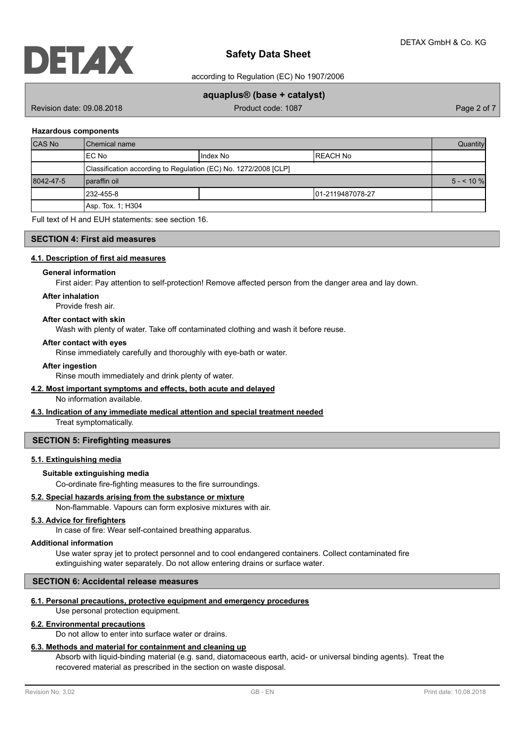**Hazardous components**

| CAS No | Chemical name | | | Quantity |
|---|---|---|---|---|
| | EC No | Index No | REACH No | |
| | Classification according to Regulation (EC) No. 1272/2008 [CLP] | | | |
| 8042-47-5 | paraffin oil | | | 5 - < 10 % |
| | 232-455-8 | | 01-2119487078-27 | |
| | Asp. Tox. 1; H304 | | | |

Full text of H and EUH statements: see section 16.

## SECTION 4: First aid measures

### 4.1. Description of first aid measures

**General information**

First aider: Pay attention to self-protection! Remove affected person from the danger area and lay down.

**After inhalation**

Provide fresh air.

**After contact with skin**

Wash with plenty of water. Take off contaminated clothing and wash it before reuse.

**After contact with eyes**

Rinse immediately carefully and thoroughly with eye-bath or water.

**After ingestion**

Rinse mouth immediately and drink plenty of water.

### 4.2. Most important symptoms and effects, both acute and delayed

No information available.

### 4.3. Indication of any immediate medical attention and special treatment needed

Treat symptomatically.

## SECTION 5: Firefighting measures

### 5.1. Extinguishing media

**Suitable extinguishing media**

Co-ordinate fire-fighting measures to the fire surroundings.

### 5.2. Special hazards arising from the substance or mixture

Non-flammable. Vapours can form explosive mixtures with air.

### 5.3. Advice for firefighters

In case of fire: Wear self-contained breathing apparatus.

**Additional information**

Use water spray jet to protect personnel and to cool endangered containers. Collect contaminated fire extinguishing water separately. Do not allow entering drains or surface water.

## SECTION 6: Accidental release measures

### 6.1. Personal precautions, protective equipment and emergency procedures

Use personal protection equipment.

### 6.2. Environmental precautions

Do not allow to enter into surface water or drains.

### 6.3. Methods and material for containment and cleaning up

Absorb with liquid-binding material (e.g. sand, diatomaceous earth, acid- or universal binding agents). Treat the recovered material as prescribed in the section on waste disposal.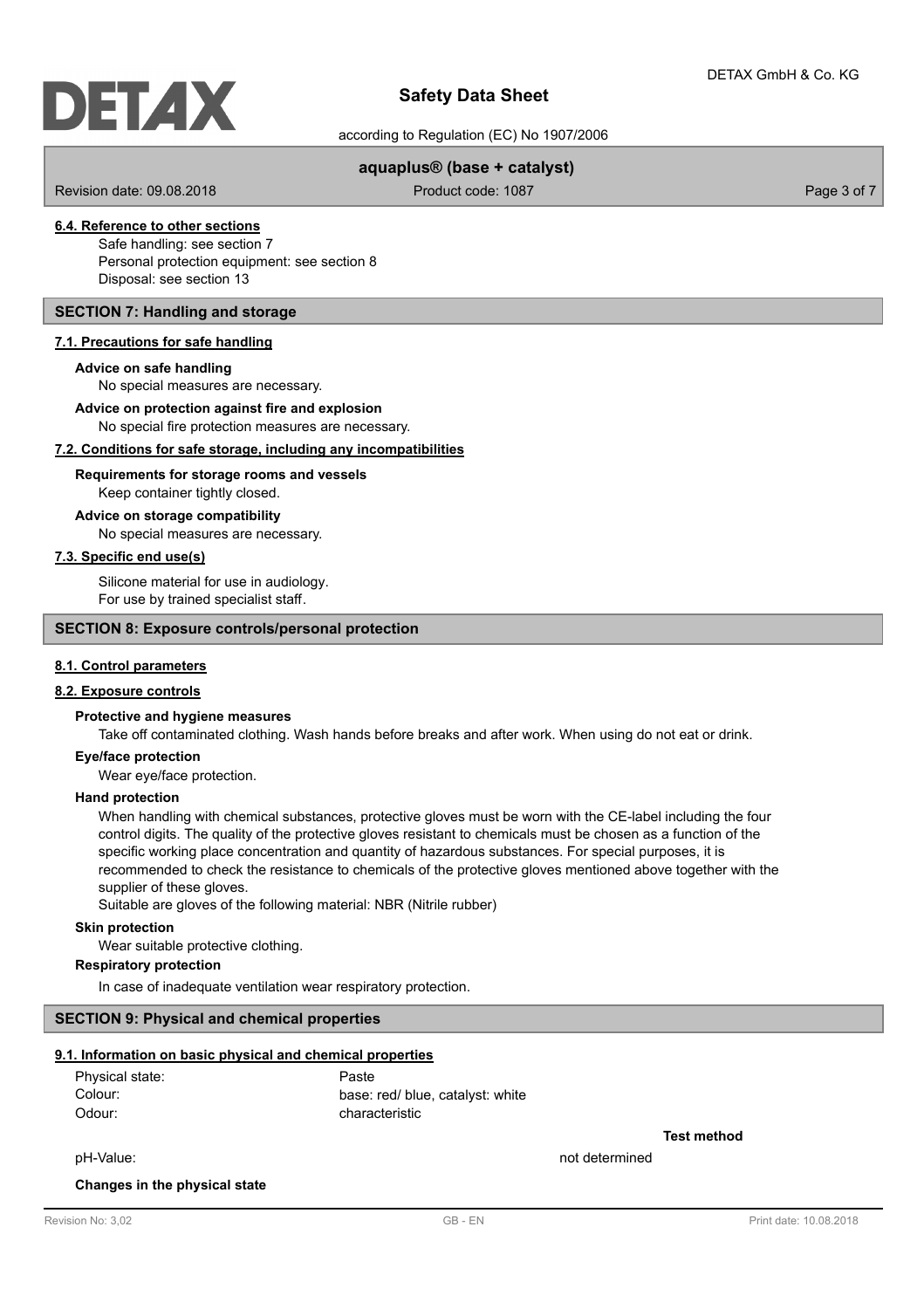### 6.4. Reference to other sections

Safe handling: see section 7
Personal protection equipment: see section 8
Disposal: see section 13

## SECTION 7: Handling and storage

### 7.1. Precautions for safe handling

**Advice on safe handling**

No special measures are necessary.

**Advice on protection against fire and explosion**

No special fire protection measures are necessary.

### 7.2. Conditions for safe storage, including any incompatibilities

**Requirements for storage rooms and vessels**

Keep container tightly closed.

**Advice on storage compatibility**

No special measures are necessary.

### 7.3. Specific end use(s)

Silicone material for use in audiology.
For use by trained specialist staff.

## SECTION 8: Exposure controls/personal protection

### 8.1. Control parameters

### 8.2. Exposure controls

**Protective and hygiene measures**

Take off contaminated clothing. Wash hands before breaks and after work. When using do not eat or drink.

**Eye/face protection**

Wear eye/face protection.

**Hand protection**

When handling with chemical substances, protective gloves must be worn with the CE-label including the four control digits. The quality of the protective gloves resistant to chemicals must be chosen as a function of the specific working place concentration and quantity of hazardous substances. For special purposes, it is recommended to check the resistance to chemicals of the protective gloves mentioned above together with the supplier of these gloves.
Suitable are gloves of the following material: NBR (Nitrile rubber)

**Skin protection**

Wear suitable protective clothing.

**Respiratory protection**

In case of inadequate ventilation wear respiratory protection.

## SECTION 9: Physical and chemical properties

### 9.1. Information on basic physical and chemical properties

| | | |
|---|---|---|
| Physical state: | Paste | |
| Colour: | base: red/ blue, catalyst: white | |
| Odour: | characteristic | |
| | | **Test method** |
| pH-Value: | not determined | |

**Changes in the physical state**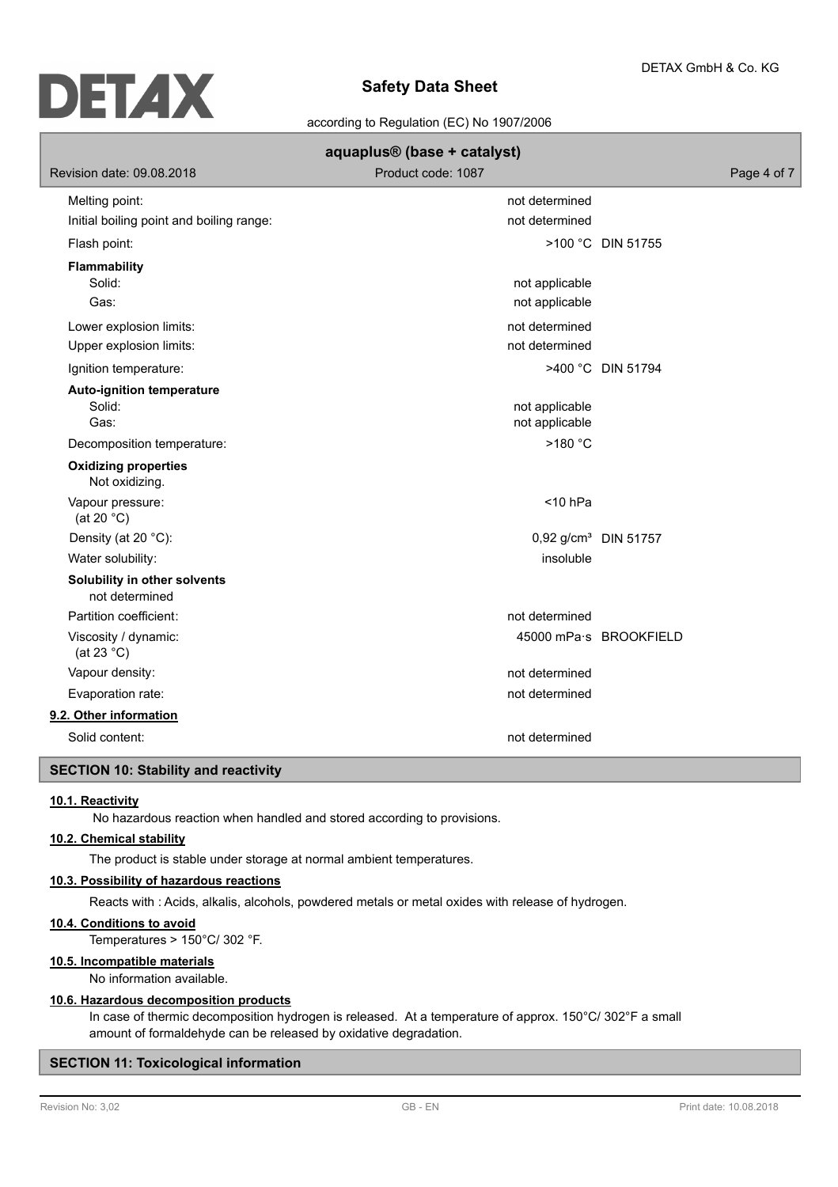| Property | Value | Method |
| --- | --- | --- |
| Melting point: | not determined | |
| Initial boiling point and boiling range: | not determined | |
| Flash point: | >100 °C | DIN 51755 |
| **Flammability** | | |
| Solid: | not applicable | |
| Gas: | not applicable | |
| Lower explosion limits: | not determined | |
| Upper explosion limits: | not determined | |
| Ignition temperature: | >400 °C | DIN 51794 |
| **Auto-ignition temperature** | | |
| Solid: | not applicable | |
| Gas: | not applicable | |
| Decomposition temperature: | >180 °C | |

**Oxidizing properties**
Not oxidizing.

| Property | Value | Method |
| --- | --- | --- |
| Vapour pressure: (at 20 °C) | <10 hPa | |
| Density (at 20 °C): | 0,92 g/cm³ | DIN 51757 |
| Water solubility: | insoluble | |

**Solubility in other solvents**
not determined

| Property | Value | Method |
| --- | --- | --- |
| Partition coefficient: | not determined | |
| Viscosity / dynamic: (at 23 °C) | 45000 mPa·s | BROOKFIELD |
| Vapour density: | not determined | |
| Evaporation rate: | not determined | |

**9.2. Other information**

| Property | Value |
| --- | --- |
| Solid content: | not determined |

## SECTION 10: Stability and reactivity

**10.1. Reactivity**

No hazardous reaction when handled and stored according to provisions.

**10.2. Chemical stability**

The product is stable under storage at normal ambient temperatures.

**10.3. Possibility of hazardous reactions**

Reacts with : Acids, alkalis, alcohols, powdered metals or metal oxides with release of hydrogen.

**10.4. Conditions to avoid**

Temperatures > 150°C/ 302 °F.

**10.5. Incompatible materials**

No information available.

**10.6. Hazardous decomposition products**

In case of thermic decomposition hydrogen is released. At a temperature of approx. 150°C/ 302°F a small amount of formaldehyde can be released by oxidative degradation.

## SECTION 11: Toxicological information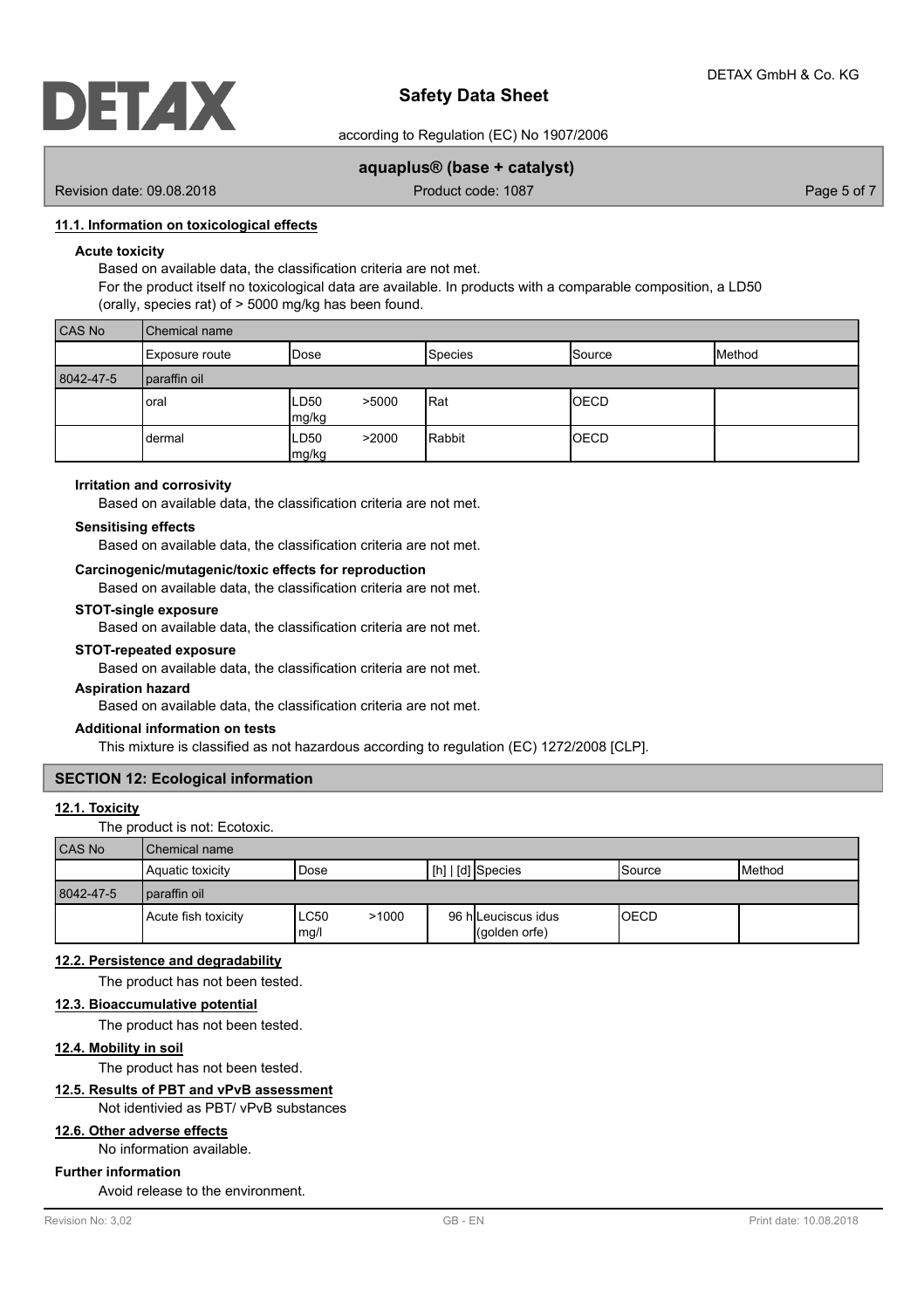### 11.1. Information on toxicological effects

**Acute toxicity**

Based on available data, the classification criteria are not met.
For the product itself no toxicological data are available. In products with a comparable composition, a LD50 (orally, species rat) of > 5000 mg/kg has been found.

| CAS No | Chemical name | | | | |
|---|---|---|---|---|---|
| | Exposure route | Dose | Species | Source | Method |
| 8042-47-5 | paraffin oil | | | | |
| | oral | LD50 >5000 mg/kg | Rat | OECD | |
| | dermal | LD50 >2000 mg/kg | Rabbit | OECD | |

**Irritation and corrosivity**

Based on available data, the classification criteria are not met.

**Sensitising effects**

Based on available data, the classification criteria are not met.

**Carcinogenic/mutagenic/toxic effects for reproduction**

Based on available data, the classification criteria are not met.

**STOT-single exposure**

Based on available data, the classification criteria are not met.

**STOT-repeated exposure**

Based on available data, the classification criteria are not met.

**Aspiration hazard**

Based on available data, the classification criteria are not met.

**Additional information on tests**

This mixture is classified as not hazardous according to regulation (EC) 1272/2008 [CLP].

## SECTION 12: Ecological information

### 12.1. Toxicity

The product is not: Ecotoxic.

| CAS No | Chemical name | | | | | |
|---|---|---|---|---|---|---|
| | Aquatic toxicity | Dose | [h] \| [d] | Species | Source | Method |
| 8042-47-5 | paraffin oil | | | | | |
| | Acute fish toxicity | LC50 >1000 mg/l | 96 h | Leuciscus idus (golden orfe) | OECD | |

### 12.2. Persistence and degradability

The product has not been tested.

### 12.3. Bioaccumulative potential

The product has not been tested.

### 12.4. Mobility in soil

The product has not been tested.

### 12.5. Results of PBT and vPvB assessment

Not identivied as PBT/ vPvB substances

### 12.6. Other adverse effects

No information available.

**Further information**

Avoid release to the environment.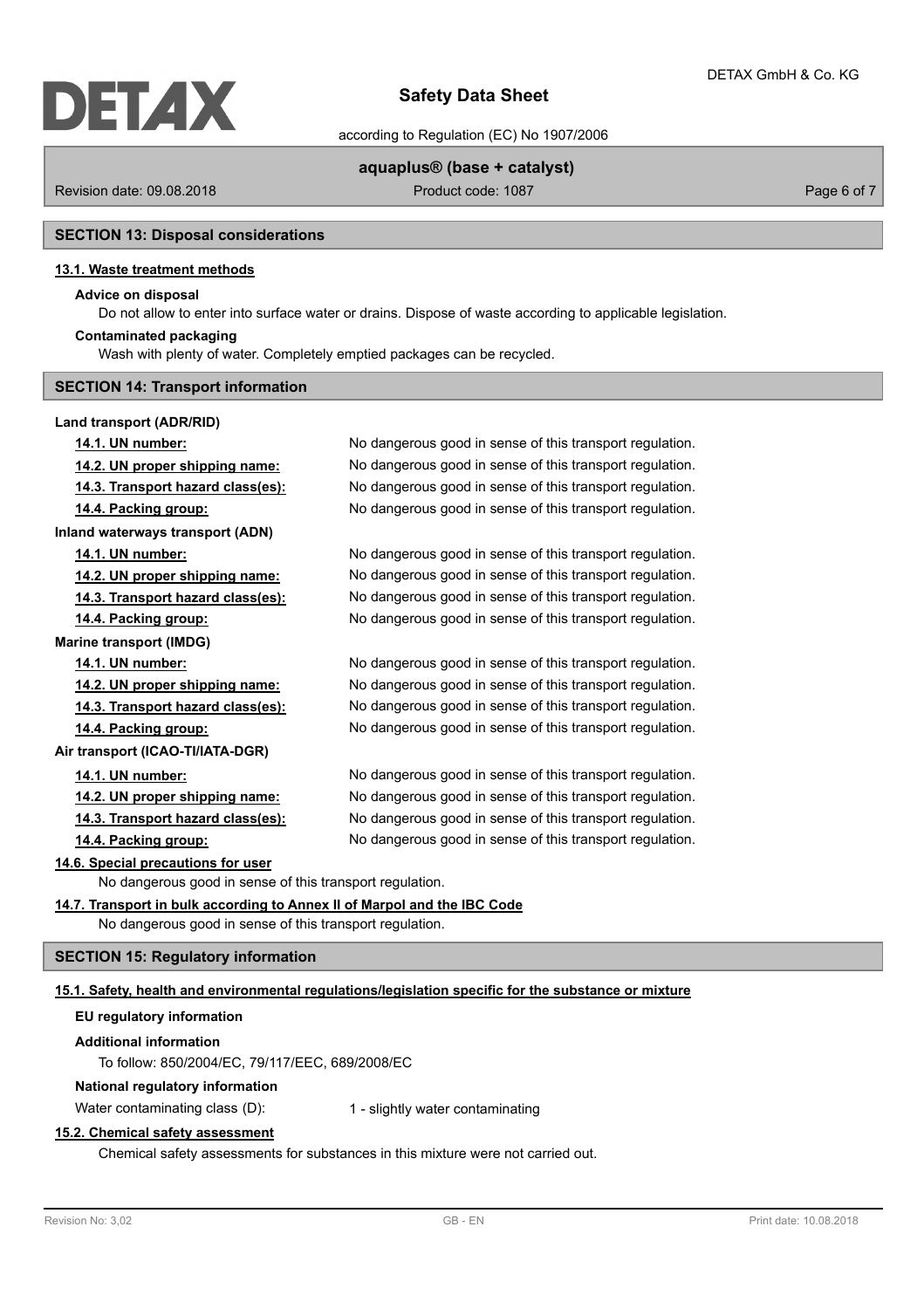## SECTION 13: Disposal considerations

### 13.1. Waste treatment methods

**Advice on disposal**

Do not allow to enter into surface water or drains. Dispose of waste according to applicable legislation.

**Contaminated packaging**

Wash with plenty of water. Completely emptied packages can be recycled.

## SECTION 14: Transport information

**Land transport (ADR/RID)**

| | |
|---|---|
| **14.1. UN number:** | No dangerous good in sense of this transport regulation. |
| **14.2. UN proper shipping name:** | No dangerous good in sense of this transport regulation. |
| **14.3. Transport hazard class(es):** | No dangerous good in sense of this transport regulation. |
| **14.4. Packing group:** | No dangerous good in sense of this transport regulation. |

**Inland waterways transport (ADN)**

| | |
|---|---|
| **14.1. UN number:** | No dangerous good in sense of this transport regulation. |
| **14.2. UN proper shipping name:** | No dangerous good in sense of this transport regulation. |
| **14.3. Transport hazard class(es):** | No dangerous good in sense of this transport regulation. |
| **14.4. Packing group:** | No dangerous good in sense of this transport regulation. |

**Marine transport (IMDG)**

| | |
|---|---|
| **14.1. UN number:** | No dangerous good in sense of this transport regulation. |
| **14.2. UN proper shipping name:** | No dangerous good in sense of this transport regulation. |
| **14.3. Transport hazard class(es):** | No dangerous good in sense of this transport regulation. |
| **14.4. Packing group:** | No dangerous good in sense of this transport regulation. |

**Air transport (ICAO-TI/IATA-DGR)**

| | |
|---|---|
| **14.1. UN number:** | No dangerous good in sense of this transport regulation. |
| **14.2. UN proper shipping name:** | No dangerous good in sense of this transport regulation. |
| **14.3. Transport hazard class(es):** | No dangerous good in sense of this transport regulation. |
| **14.4. Packing group:** | No dangerous good in sense of this transport regulation. |

### 14.6. Special precautions for user

No dangerous good in sense of this transport regulation.

### 14.7. Transport in bulk according to Annex II of Marpol and the IBC Code

No dangerous good in sense of this transport regulation.

## SECTION 15: Regulatory information

### 15.1. Safety, health and environmental regulations/legislation specific for the substance or mixture

**EU regulatory information**

**Additional information**

To follow: 850/2004/EC, 79/117/EEC, 689/2008/EC

**National regulatory information**

Water contaminating class (D): 1 - slightly water contaminating

### 15.2. Chemical safety assessment

Chemical safety assessments for substances in this mixture were not carried out.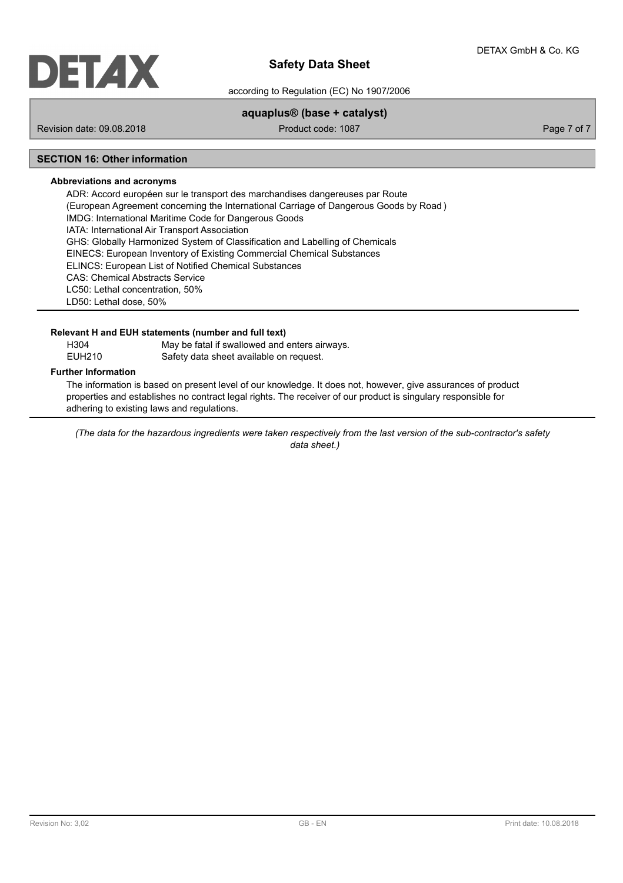## SECTION 16: Other information

**Abbreviations and acronyms**

ADR: Accord européen sur le transport des marchandises dangereuses par Route
(European Agreement concerning the International Carriage of Dangerous Goods by Road )
IMDG: International Maritime Code for Dangerous Goods
IATA: International Air Transport Association
GHS: Globally Harmonized System of Classification and Labelling of Chemicals
EINECS: European Inventory of Existing Commercial Chemical Substances
ELINCS: European List of Notified Chemical Substances
CAS: Chemical Abstracts Service
LC50: Lethal concentration, 50%
LD50: Lethal dose, 50%

**Relevant H and EUH statements (number and full text)**

| | |
|---|---|
| H304 | May be fatal if swallowed and enters airways. |
| EUH210 | Safety data sheet available on request. |

**Further Information**

The information is based on present level of our knowledge. It does not, however, give assurances of product properties and establishes no contract legal rights. The receiver of our product is singulary responsible for adhering to existing laws and regulations.

*(The data for the hazardous ingredients were taken respectively from the last version of the sub-contractor's safety data sheet.)*